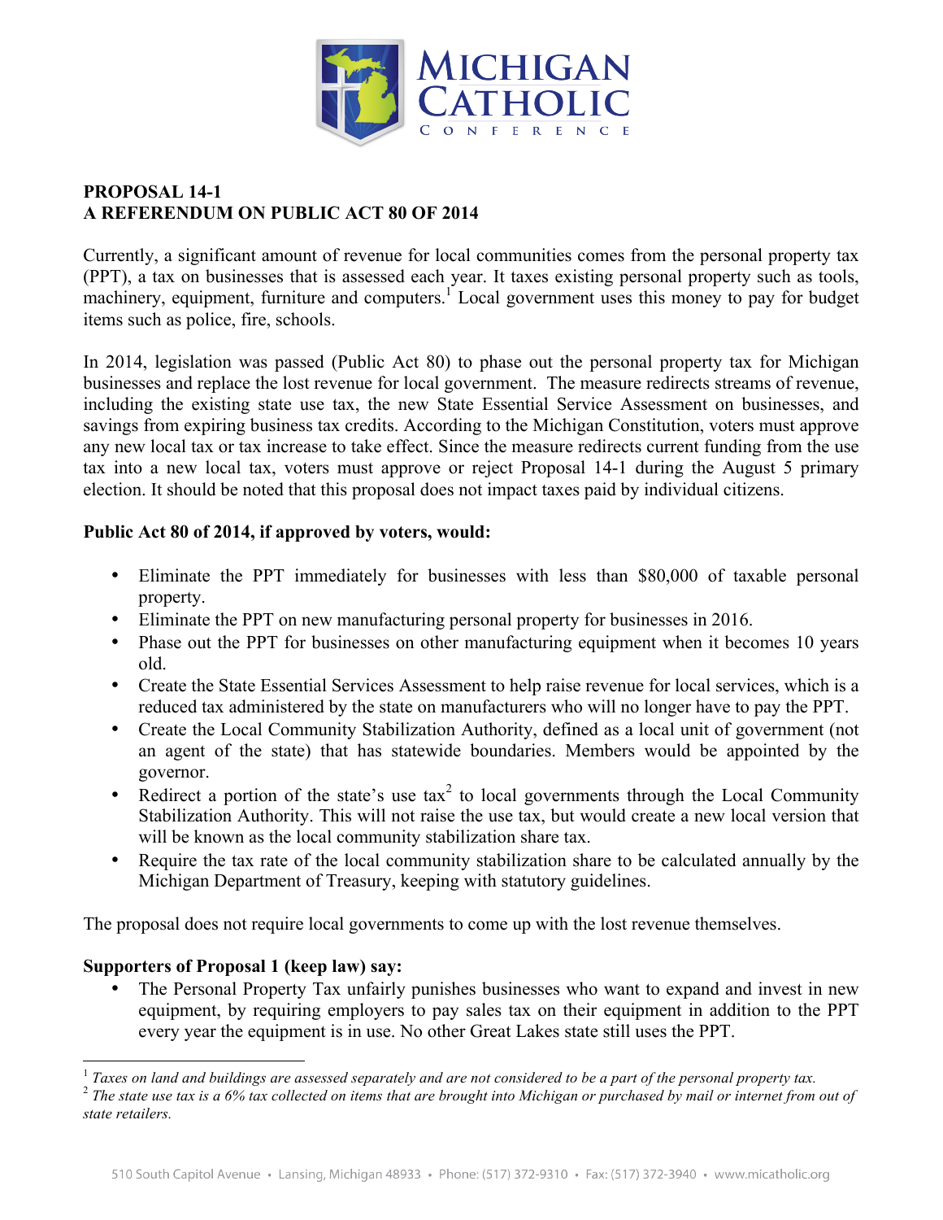MICHIGAN CATHOLIC CONFERENCE

**PROPOSAL 14-1**
**A REFERENDUM ON PUBLIC ACT 80 OF 2014**

Currently, a significant amount of revenue for local communities comes from the personal property tax (PPT), a tax on businesses that is assessed each year. It taxes existing personal property such as tools, machinery, equipment, furniture and computers.[1] Local government uses this money to pay for budget items such as police, fire, schools.

In 2014, legislation was passed (Public Act 80) to phase out the personal property tax for Michigan businesses and replace the lost revenue for local government. The measure redirects streams of revenue, including the existing state use tax, the new State Essential Service Assessment on businesses, and savings from expiring business tax credits. According to the Michigan Constitution, voters must approve any new local tax or tax increase to take effect. Since the measure redirects current funding from the use tax into a new local tax, voters must approve or reject Proposal 14-1 during the August 5 primary election. It should be noted that this proposal does not impact taxes paid by individual citizens.

**Public Act 80 of 2014, if approved by voters, would:**

- Eliminate the PPT immediately for businesses with less than $80,000 of taxable personal property.
- Eliminate the PPT on new manufacturing personal property for businesses in 2016.
- Phase out the PPT for businesses on other manufacturing equipment when it becomes 10 years old.
- Create the State Essential Services Assessment to help raise revenue for local services, which is a reduced tax administered by the state on manufacturers who will no longer have to pay the PPT.
- Create the Local Community Stabilization Authority, defined as a local unit of government (not an agent of the state) that has statewide boundaries. Members would be appointed by the governor.
- Redirect a portion of the state's use tax[2] to local governments through the Local Community Stabilization Authority. This will not raise the use tax, but would create a new local version that will be known as the local community stabilization share tax.
- Require the tax rate of the local community stabilization share to be calculated annually by the Michigan Department of Treasury, keeping with statutory guidelines.

The proposal does not require local governments to come up with the lost revenue themselves.

**Supporters of Proposal 1 (keep law) say:**

- The Personal Property Tax unfairly punishes businesses who want to expand and invest in new equipment, by requiring employers to pay sales tax on their equipment in addition to the PPT every year the equipment is in use. No other Great Lakes state still uses the PPT.

---

[1] *Taxes on land and buildings are assessed separately and are not considered to be a part of the personal property tax.*

[2] *The state use tax is a 6% tax collected on items that are brought into Michigan or purchased by mail or internet from out of state retailers.*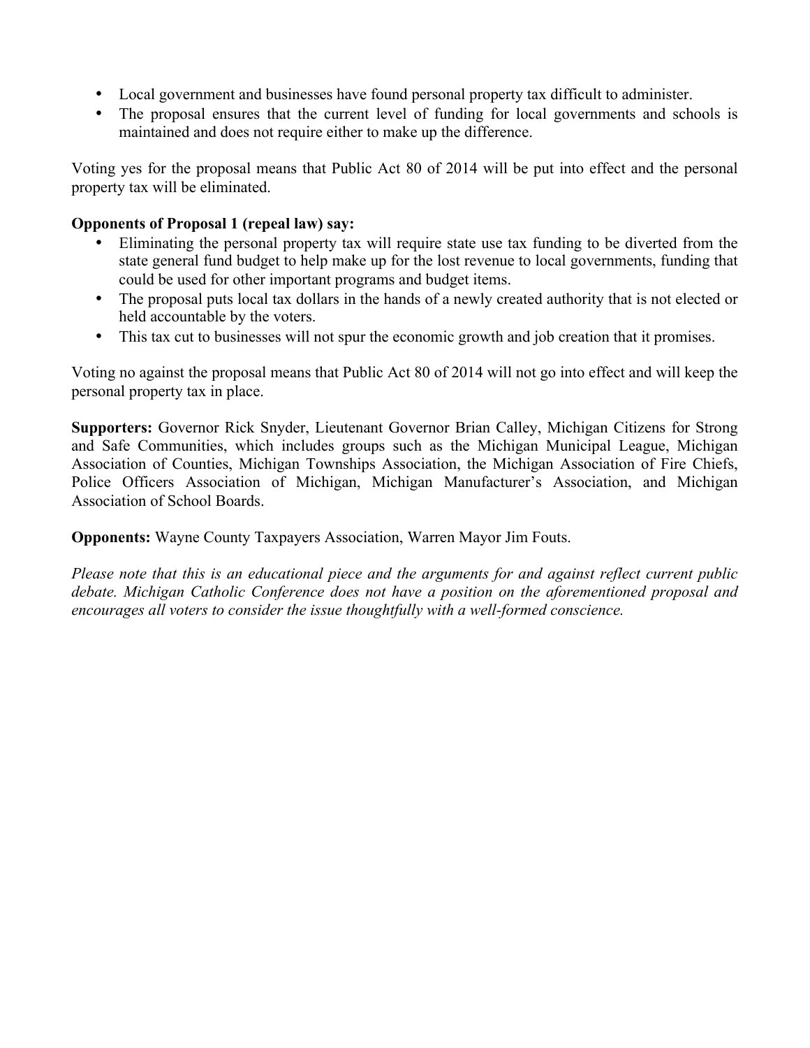- Local government and businesses have found personal property tax difficult to administer.
- The proposal ensures that the current level of funding for local governments and schools is maintained and does not require either to make up the difference.

Voting yes for the proposal means that Public Act 80 of 2014 will be put into effect and the personal property tax will be eliminated.

**Opponents of Proposal 1 (repeal law) say:**

- Eliminating the personal property tax will require state use tax funding to be diverted from the state general fund budget to help make up for the lost revenue to local governments, funding that could be used for other important programs and budget items.
- The proposal puts local tax dollars in the hands of a newly created authority that is not elected or held accountable by the voters.
- This tax cut to businesses will not spur the economic growth and job creation that it promises.

Voting no against the proposal means that Public Act 80 of 2014 will not go into effect and will keep the personal property tax in place.

**Supporters:** Governor Rick Snyder, Lieutenant Governor Brian Calley, Michigan Citizens for Strong and Safe Communities, which includes groups such as the Michigan Municipal League, Michigan Association of Counties, Michigan Townships Association, the Michigan Association of Fire Chiefs, Police Officers Association of Michigan, Michigan Manufacturer's Association, and Michigan Association of School Boards.

**Opponents:** Wayne County Taxpayers Association, Warren Mayor Jim Fouts.

*Please note that this is an educational piece and the arguments for and against reflect current public debate. Michigan Catholic Conference does not have a position on the aforementioned proposal and encourages all voters to consider the issue thoughtfully with a well-formed conscience.*